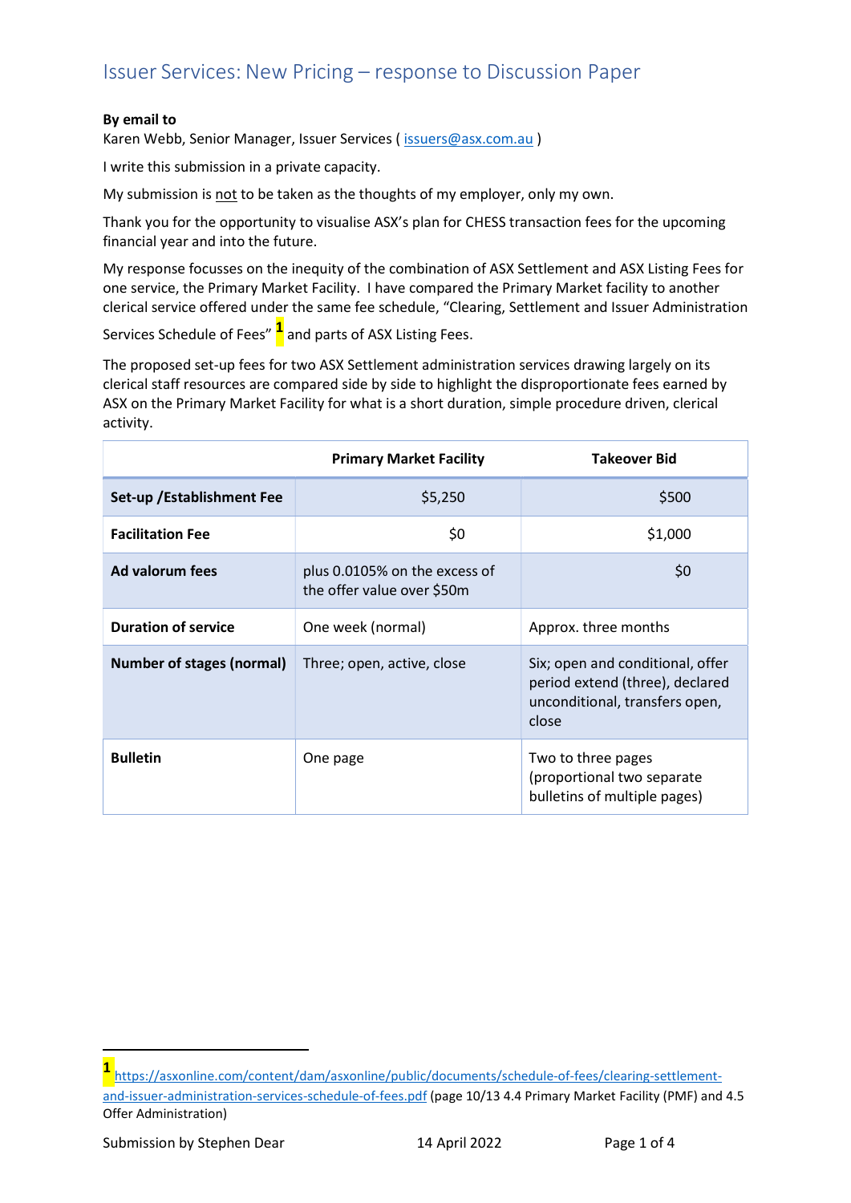# Issuer Services: New Pricing – response to Discussion Paper

**By email to**
Karen Webb, Senior Manager, Issuer Services ( issuers@asx.com.au )

I write this submission in a private capacity.

My submission is not to be taken as the thoughts of my employer, only my own.

Thank you for the opportunity to visualise ASX's plan for CHESS transaction fees for the upcoming financial year and into the future.

My response focusses on the inequity of the combination of ASX Settlement and ASX Listing Fees for one service, the Primary Market Facility. I have compared the Primary Market facility to another clerical service offered under the same fee schedule, "Clearing, Settlement and Issuer Administration Services Schedule of Fees" [1] and parts of ASX Listing Fees.

The proposed set-up fees for two ASX Settlement administration services drawing largely on its clerical staff resources are compared side by side to highlight the disproportionate fees earned by ASX on the Primary Market Facility for what is a short duration, simple procedure driven, clerical activity.

| | Primary Market Facility | Takeover Bid |
|---|---|---|
| **Set-up /Establishment Fee** | $5,250 | $500 |
| **Facilitation Fee** | $0 | $1,000 |
| **Ad valorum fees** | plus 0.0105% on the excess of the offer value over $50m | $0 |
| **Duration of service** | One week (normal) | Approx. three months |
| **Number of stages (normal)** | Three; open, active, close | Six; open and conditional, offer period extend (three), declared unconditional, transfers open, close |
| **Bulletin** | One page | Two to three pages (proportional two separate bulletins of multiple pages) |

[1] https://asxonline.com/content/dam/asxonline/public/documents/schedule-of-fees/clearing-settlement-and-issuer-administration-services-schedule-of-fees.pdf (page 10/13 4.4 Primary Market Facility (PMF) and 4.5 Offer Administration)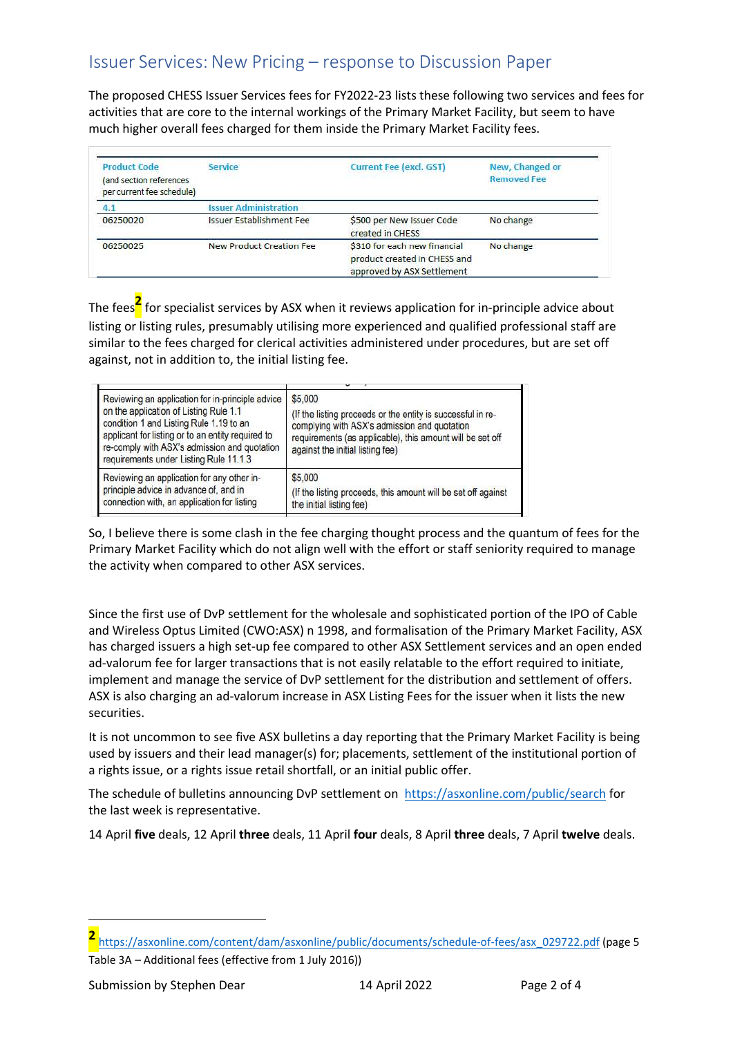## Issuer Services: New Pricing – response to Discussion Paper

The proposed CHESS Issuer Services fees for FY2022-23 lists these following two services and fees for activities that are core to the internal workings of the Primary Market Facility, but seem to have much higher overall fees charged for them inside the Primary Market Facility fees.

| Product Code (and section references per current fee schedule) | Service | Current Fee (excl. GST) | New, Changed or Removed Fee |
|---|---|---|---|
| 4.1 | Issuer Administration | | |
| 06250020 | Issuer Establishment Fee | $500 per New Issuer Code created in CHESS | No change |
| 06250025 | New Product Creation Fee | $310 for each new financial product created in CHESS and approved by ASX Settlement | No change |

The fees[2] for specialist services by ASX when it reviews application for in-principle advice about listing or listing rules, presumably utilising more experienced and qualified professional staff are similar to the fees charged for clerical activities administered under procedures, but are set off against, not in addition to, the initial listing fee.

| | |
|---|---|
| Reviewing an application for in-principle advice on the application of Listing Rule 1.1 condition 1 and Listing Rule 1.19 to an applicant for listing or to an entity required to re-comply with ASX's admission and quotation requirements under Listing Rule 11.1.3 | $5,000 (If the listing proceeds or the entity is successful in re-complying with ASX's admission and quotation requirements (as applicable), this amount will be set off against the initial listing fee) |
| Reviewing an application for any other in-principle advice in advance of, and in connection with, an application for listing | $5,000 (If the listing proceeds, this amount will be set off against the initial listing fee) |

So, I believe there is some clash in the fee charging thought process and the quantum of fees for the Primary Market Facility which do not align well with the effort or staff seniority required to manage the activity when compared to other ASX services.

Since the first use of DvP settlement for the wholesale and sophisticated portion of the IPO of Cable and Wireless Optus Limited (CWO:ASX) n 1998, and formalisation of the Primary Market Facility, ASX has charged issuers a high set-up fee compared to other ASX Settlement services and an open ended ad-valorum fee for larger transactions that is not easily relatable to the effort required to initiate, implement and manage the service of DvP settlement for the distribution and settlement of offers. ASX is also charging an ad-valorum increase in ASX Listing Fees for the issuer when it lists the new securities.

It is not uncommon to see five ASX bulletins a day reporting that the Primary Market Facility is being used by issuers and their lead manager(s) for; placements, settlement of the institutional portion of a rights issue, or a rights issue retail shortfall, or an initial public offer.

The schedule of bulletins announcing DvP settlement on https://asxonline.com/public/search for the last week is representative.

14 April **five** deals, 12 April **three** deals, 11 April **four** deals, 8 April **three** deals, 7 April **twelve** deals.

---

[2] https://asxonline.com/content/dam/asxonline/public/documents/schedule-of-fees/asx_029722.pdf (page 5 Table 3A – Additional fees (effective from 1 July 2016))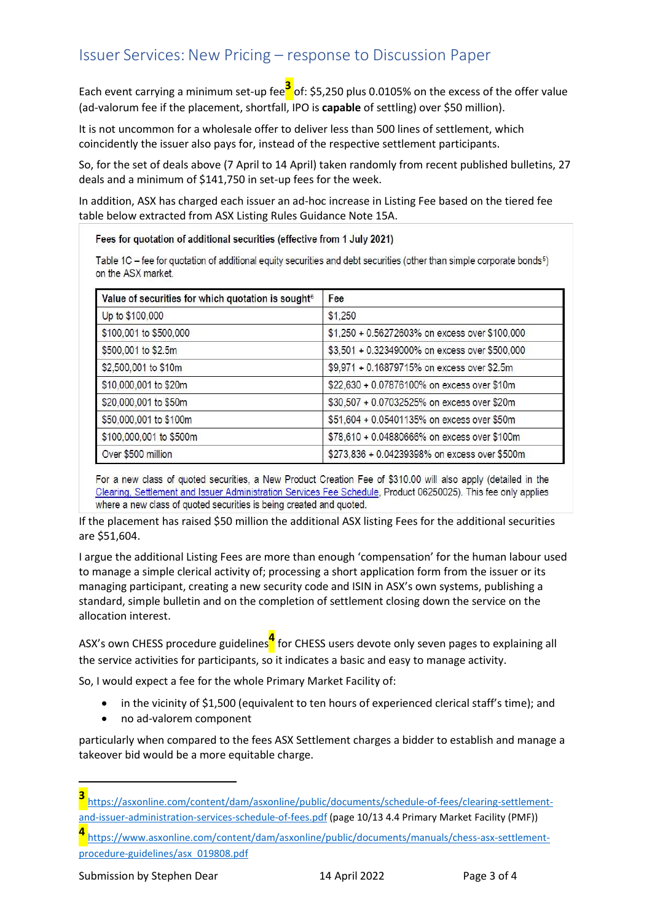## Issuer Services: New Pricing – response to Discussion Paper

Each event carrying a minimum set-up fee[3] of: $5,250 plus 0.0105% on the excess of the offer value (ad-valorum fee if the placement, shortfall, IPO is **capable** of settling) over $50 million).

It is not uncommon for a wholesale offer to deliver less than 500 lines of settlement, which coincidently the issuer also pays for, instead of the respective settlement participants.

So, for the set of deals above (7 April to 14 April) taken randomly from recent published bulletins, 27 deals and a minimum of $141,750 in set-up fees for the week.

In addition, ASX has charged each issuer an ad-hoc increase in Listing Fee based on the tiered fee table below extracted from ASX Listing Rules Guidance Note 15A.

**Fees for quotation of additional securities (effective from 1 July 2021)**

Table 1C – fee for quotation of additional equity securities and debt securities (other than simple corporate bonds[5]) on the ASX market.

| Value of securities for which quotation is sought[6] | Fee |
| --- | --- |
| Up to $100,000 | $1,250 |
| $100,001 to $500,000 | $1,250 + 0.56272603% on excess over $100,000 |
| $500,001 to $2.5m | $3,501 + 0.32349000% on excess over $500,000 |
| $2,500,001 to $10m | $9,971 + 0.16879715% on excess over $2.5m |
| $10,000,001 to $20m | $22,630 + 0.07876100% on excess over $10m |
| $20,000,001 to $50m | $30,507 + 0.07032525% on excess over $20m |
| $50,000,001 to $100m | $51,604 + 0.05401135% on excess over $50m |
| $100,000,001 to $500m | $78,610 + 0.04880666% on excess over $100m |
| Over $500 million | $273,836 + 0.04239398% on excess over $500m |

For a new class of quoted securities, a New Product Creation Fee of $310.00 will also apply (detailed in the Clearing, Settlement and Issuer Administration Services Fee Schedule, Product 06250025). This fee only applies where a new class of quoted securities is being created and quoted.

If the placement has raised $50 million the additional ASX listing Fees for the additional securities are $51,604.

I argue the additional Listing Fees are more than enough 'compensation' for the human labour used to manage a simple clerical activity of; processing a short application form from the issuer or its managing participant, creating a new security code and ISIN in ASX's own systems, publishing a standard, simple bulletin and on the completion of settlement closing down the service on the allocation interest.

ASX's own CHESS procedure guidelines[4] for CHESS users devote only seven pages to explaining all the service activities for participants, so it indicates a basic and easy to manage activity.

So, I would expect a fee for the whole Primary Market Facility of:

- in the vicinity of $1,500 (equivalent to ten hours of experienced clerical staff's time); and
- no ad-valorem component

particularly when compared to the fees ASX Settlement charges a bidder to establish and manage a takeover bid would be a more equitable charge.

---

[3] https://asxonline.com/content/dam/asxonline/public/documents/schedule-of-fees/clearing-settlement-and-issuer-administration-services-schedule-of-fees.pdf (page 10/13 4.4 Primary Market Facility (PMF))

[4] https://www.asxonline.com/content/dam/asxonline/public/documents/manuals/chess-asx-settlement-procedure-guidelines/asx_019808.pdf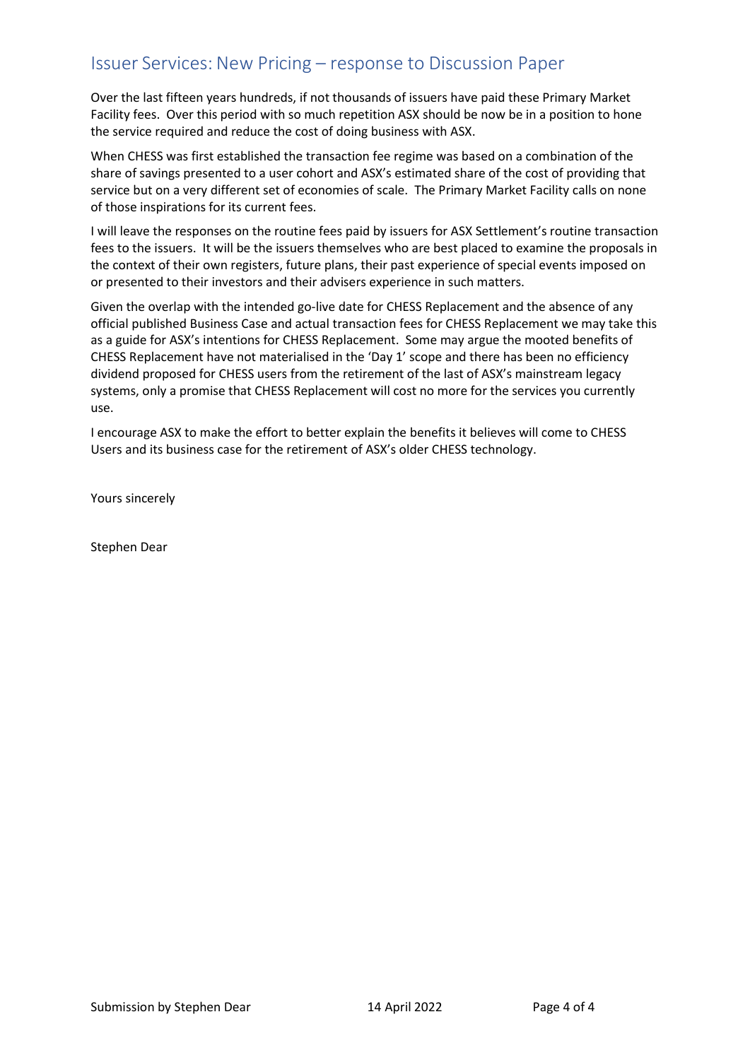## Issuer Services: New Pricing – response to Discussion Paper

Over the last fifteen years hundreds, if not thousands of issuers have paid these Primary Market Facility fees. Over this period with so much repetition ASX should be now be in a position to hone the service required and reduce the cost of doing business with ASX.

When CHESS was first established the transaction fee regime was based on a combination of the share of savings presented to a user cohort and ASX's estimated share of the cost of providing that service but on a very different set of economies of scale. The Primary Market Facility calls on none of those inspirations for its current fees.

I will leave the responses on the routine fees paid by issuers for ASX Settlement's routine transaction fees to the issuers. It will be the issuers themselves who are best placed to examine the proposals in the context of their own registers, future plans, their past experience of special events imposed on or presented to their investors and their advisers experience in such matters.

Given the overlap with the intended go-live date for CHESS Replacement and the absence of any official published Business Case and actual transaction fees for CHESS Replacement we may take this as a guide for ASX's intentions for CHESS Replacement. Some may argue the mooted benefits of CHESS Replacement have not materialised in the 'Day 1' scope and there has been no efficiency dividend proposed for CHESS users from the retirement of the last of ASX's mainstream legacy systems, only a promise that CHESS Replacement will cost no more for the services you currently use.

I encourage ASX to make the effort to better explain the benefits it believes will come to CHESS Users and its business case for the retirement of ASX's older CHESS technology.

Yours sincerely

Stephen Dear